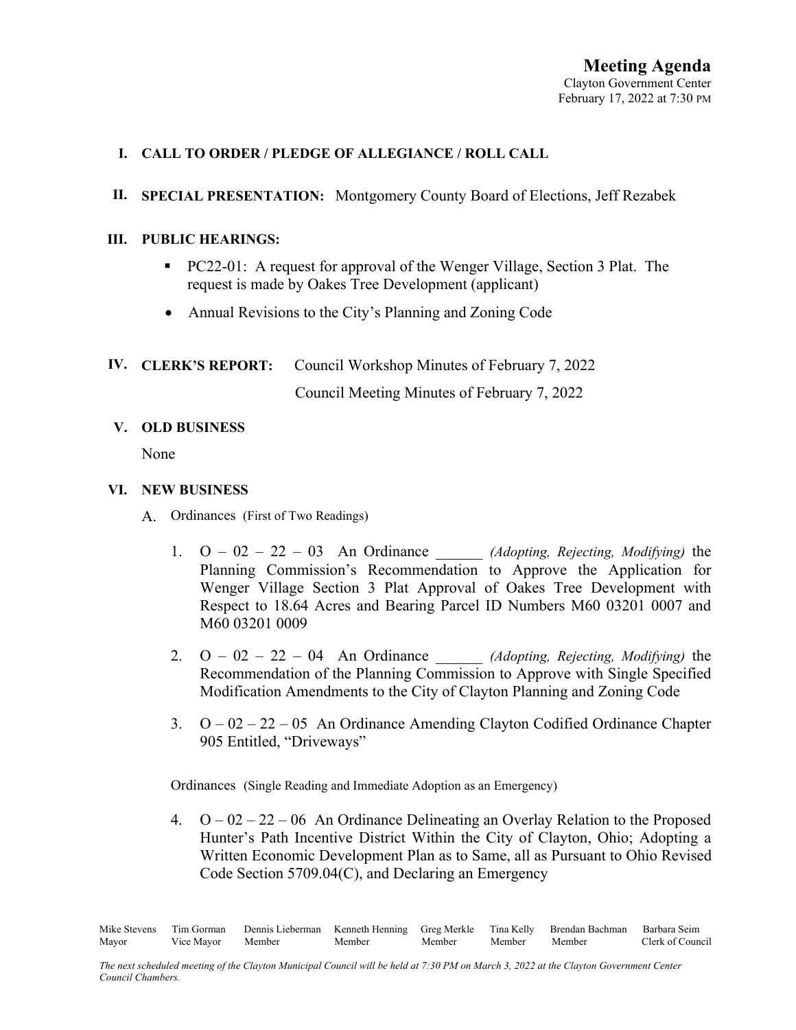# Meeting Agenda

Clayton Government Center
February 17, 2022 at 7:30 PM

**I. CALL TO ORDER / PLEDGE OF ALLEGIANCE / ROLL CALL**

**II. SPECIAL PRESENTATION:** Montgomery County Board of Elections, Jeff Rezabek

**III. PUBLIC HEARINGS:**

- PC22-01: A request for approval of the Wenger Village, Section 3 Plat. The request is made by Oakes Tree Development (applicant)
- Annual Revisions to the City's Planning and Zoning Code

**IV. CLERK'S REPORT:** Council Workshop Minutes of February 7, 2022

Council Meeting Minutes of February 7, 2022

**V. OLD BUSINESS**

None

**VI. NEW BUSINESS**

A. Ordinances (First of Two Readings)

1. O – 02 – 22 – 03 An Ordinance ______ *(Adopting, Rejecting, Modifying)* the Planning Commission's Recommendation to Approve the Application for Wenger Village Section 3 Plat Approval of Oakes Tree Development with Respect to 18.64 Acres and Bearing Parcel ID Numbers M60 03201 0007 and M60 03201 0009

2. O – 02 – 22 – 04 An Ordinance ______ *(Adopting, Rejecting, Modifying)* the Recommendation of the Planning Commission to Approve with Single Specified Modification Amendments to the City of Clayton Planning and Zoning Code

3. O – 02 – 22 – 05 An Ordinance Amending Clayton Codified Ordinance Chapter 905 Entitled, "Driveways"

Ordinances (Single Reading and Immediate Adoption as an Emergency)

4. O – 02 – 22 – 06 An Ordinance Delineating an Overlay Relation to the Proposed Hunter's Path Incentive District Within the City of Clayton, Ohio; Adopting a Written Economic Development Plan as to Same, all as Pursuant to Ohio Revised Code Section 5709.04(C), and Declaring an Emergency

| Mike Stevens | Tim Gorman | Dennis Lieberman | Kenneth Henning | Greg Merkle | Tina Kelly | Brendan Bachman | Barbara Seim |
|---|---|---|---|---|---|---|---|
| Mayor | Vice Mayor | Member | Member | Member | Member | Member | Clerk of Council |

*The next scheduled meeting of the Clayton Municipal Council will be held at 7:30 PM on March 3, 2022 at the Clayton Government Center Council Chambers.*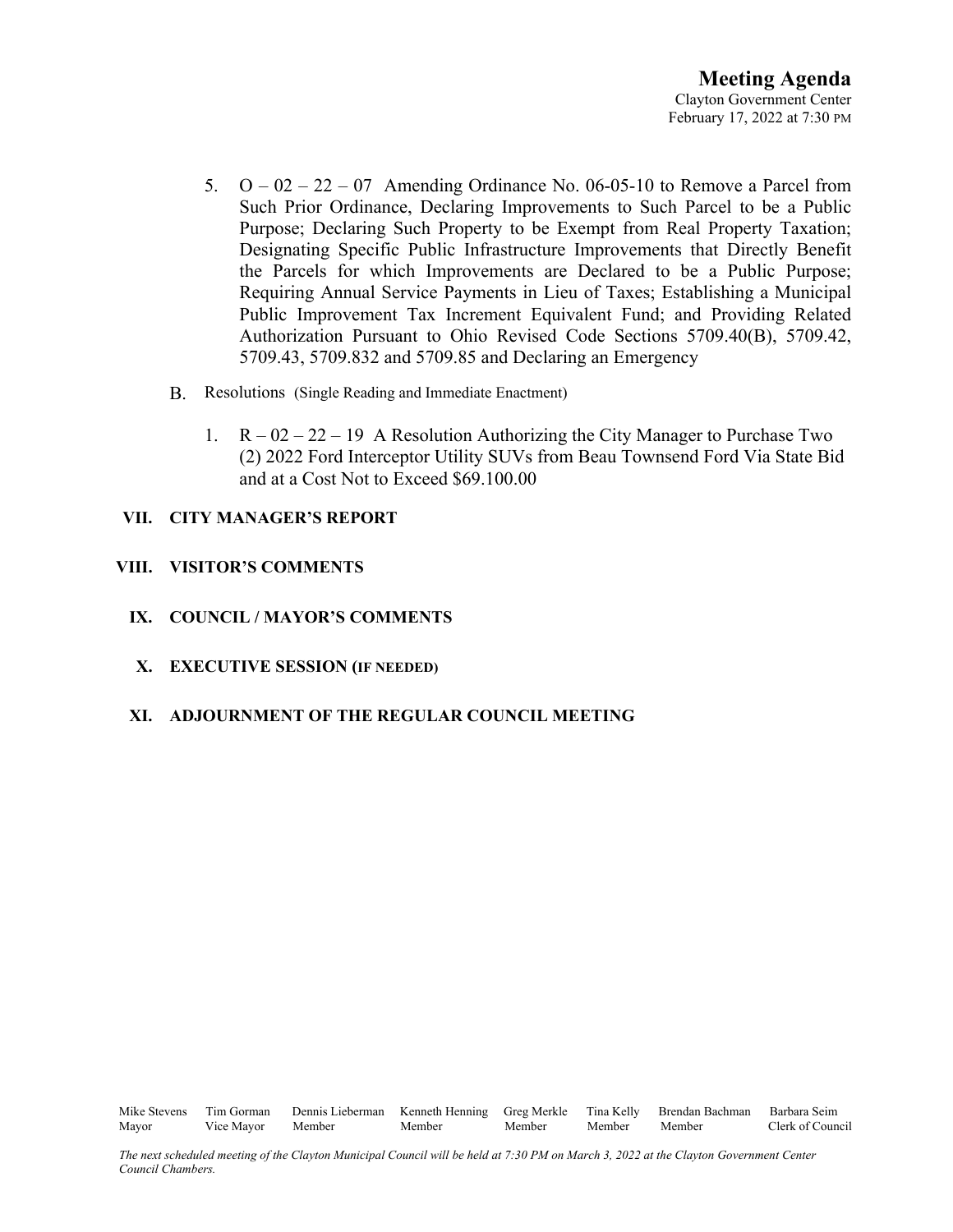5. O – 02 – 22 – 07 Amending Ordinance No. 06-05-10 to Remove a Parcel from Such Prior Ordinance, Declaring Improvements to Such Parcel to be a Public Purpose; Declaring Such Property to be Exempt from Real Property Taxation; Designating Specific Public Infrastructure Improvements that Directly Benefit the Parcels for which Improvements are Declared to be a Public Purpose; Requiring Annual Service Payments in Lieu of Taxes; Establishing a Municipal Public Improvement Tax Increment Equivalent Fund; and Providing Related Authorization Pursuant to Ohio Revised Code Sections 5709.40(B), 5709.42, 5709.43, 5709.832 and 5709.85 and Declaring an Emergency

B. Resolutions (Single Reading and Immediate Enactment)

1. R – 02 – 22 – 19 A Resolution Authorizing the City Manager to Purchase Two (2) 2022 Ford Interceptor Utility SUVs from Beau Townsend Ford Via State Bid and at a Cost Not to Exceed $69.100.00

**VII. CITY MANAGER'S REPORT**

**VIII. VISITOR'S COMMENTS**

**IX. COUNCIL / MAYOR'S COMMENTS**

**X. EXECUTIVE SESSION (IF NEEDED)**

**XI. ADJOURNMENT OF THE REGULAR COUNCIL MEETING**

| | | | | | | | |
|---|---|---|---|---|---|---|---|
| Mike Stevens | Tim Gorman | Dennis Lieberman | Kenneth Henning | Greg Merkle | Tina Kelly | Brendan Bachman | Barbara Seim |
| Mayor | Vice Mayor | Member | Member | Member | Member | Member | Clerk of Council |

*The next scheduled meeting of the Clayton Municipal Council will be held at 7:30 PM on March 3, 2022 at the Clayton Government Center Council Chambers.*